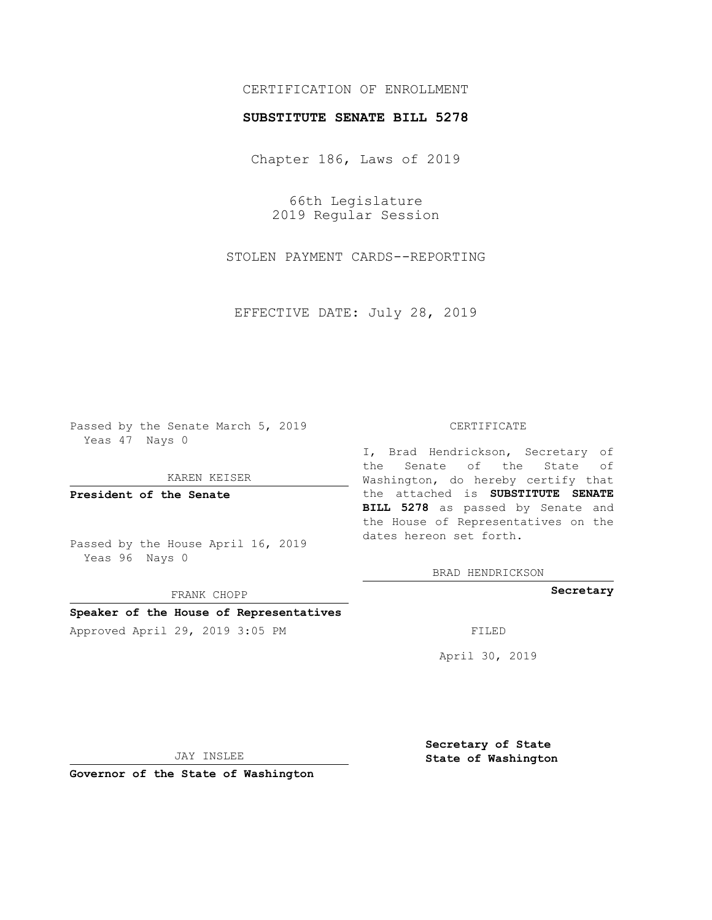CERTIFICATION OF ENROLLMENT

**SUBSTITUTE SENATE BILL 5278**

Chapter 186, Laws of 2019

66th Legislature
2019 Regular Session

STOLEN PAYMENT CARDS--REPORTING

EFFECTIVE DATE: July 28, 2019

Passed by the Senate March 5, 2019
Yeas 47 Nays 0

KAREN KEISER

**President of the Senate**

Passed by the House April 16, 2019
Yeas 96 Nays 0

FRANK CHOPP

**Speaker of the House of Representatives**

Approved April 29, 2019 3:05 PM

JAY INSLEE

**Governor of the State of Washington**

CERTIFICATE

I, Brad Hendrickson, Secretary of the Senate of the State of Washington, do hereby certify that the attached is **SUBSTITUTE SENATE BILL 5278** as passed by Senate and the House of Representatives on the dates hereon set forth.

BRAD HENDRICKSON

**Secretary**

FILED

April 30, 2019

**Secretary of State
State of Washington**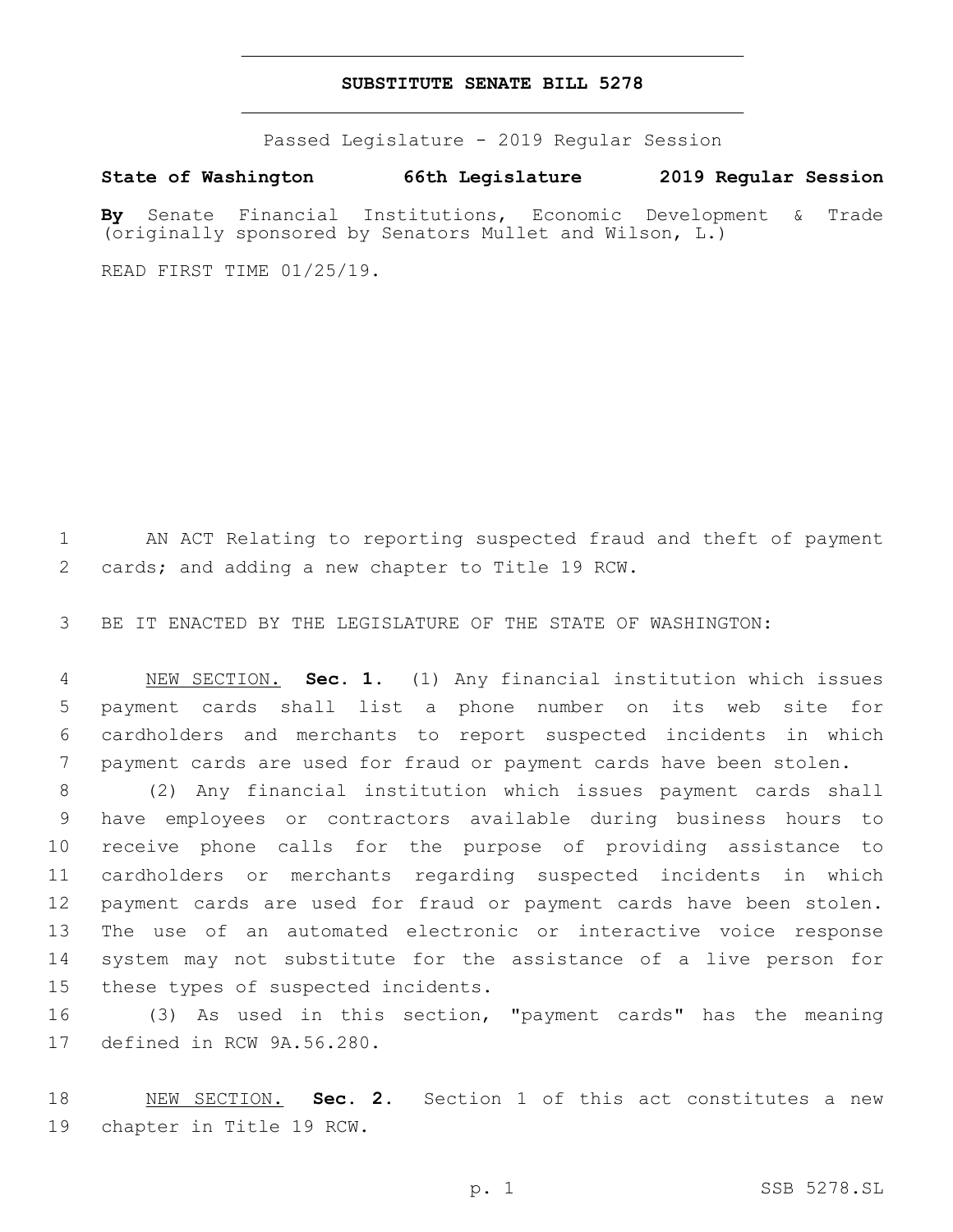## SUBSTITUTE SENATE BILL 5278

Passed Legislature - 2019 Regular Session

**State of Washington 66th Legislature 2019 Regular Session**

**By** Senate Financial Institutions, Economic Development & Trade (originally sponsored by Senators Mullet and Wilson, L.)

READ FIRST TIME 01/25/19.

AN ACT Relating to reporting suspected fraud and theft of payment cards; and adding a new chapter to Title 19 RCW.

BE IT ENACTED BY THE LEGISLATURE OF THE STATE OF WASHINGTON:

NEW SECTION. **Sec. 1.** (1) Any financial institution which issues payment cards shall list a phone number on its web site for cardholders and merchants to report suspected incidents in which payment cards are used for fraud or payment cards have been stolen.

(2) Any financial institution which issues payment cards shall have employees or contractors available during business hours to receive phone calls for the purpose of providing assistance to cardholders or merchants regarding suspected incidents in which payment cards are used for fraud or payment cards have been stolen. The use of an automated electronic or interactive voice response system may not substitute for the assistance of a live person for these types of suspected incidents.

(3) As used in this section, "payment cards" has the meaning defined in RCW 9A.56.280.

NEW SECTION. **Sec. 2.** Section 1 of this act constitutes a new chapter in Title 19 RCW.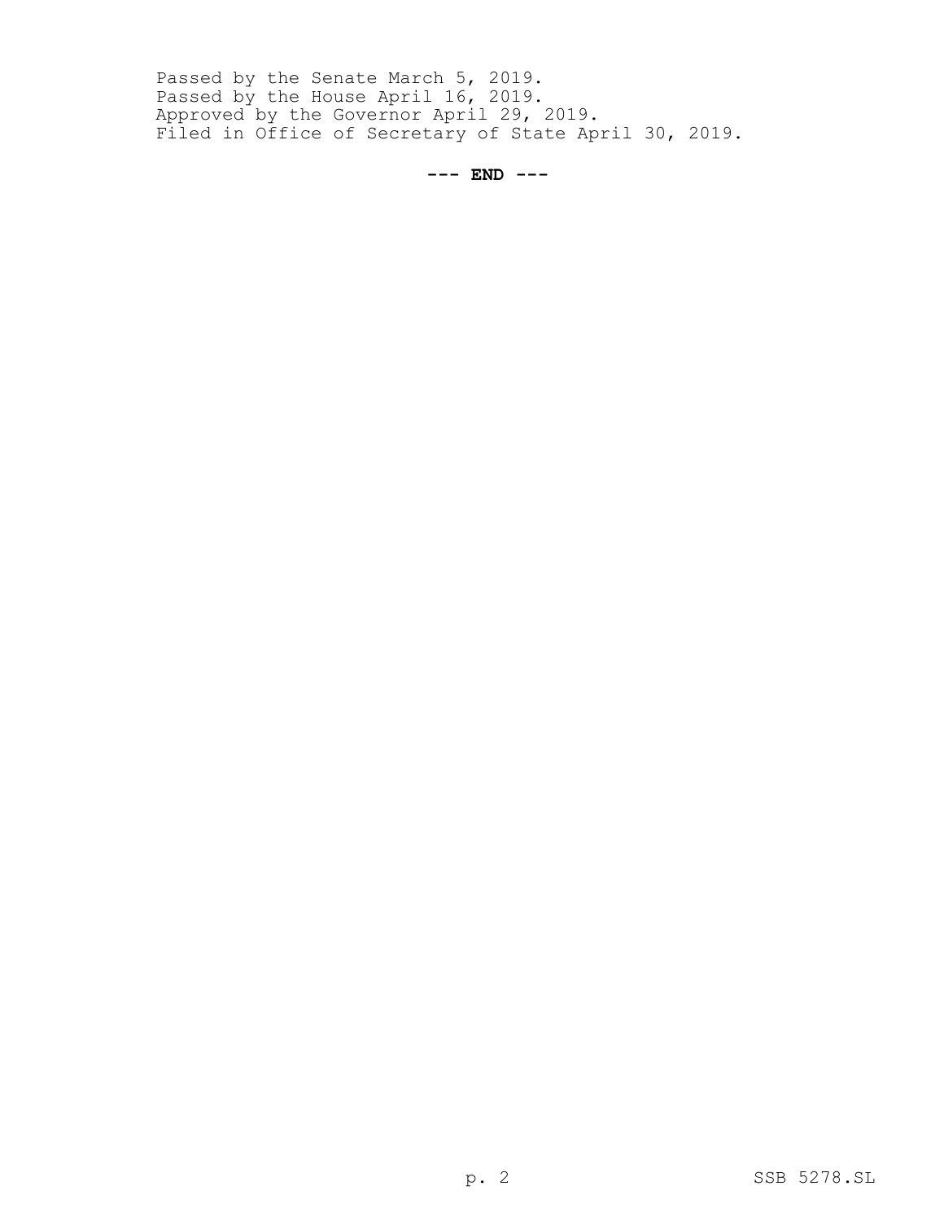Passed by the Senate March 5, 2019.
Passed by the House April 16, 2019.
Approved by the Governor April 29, 2019.
Filed in Office of Secretary of State April 30, 2019.

**--- END ---**